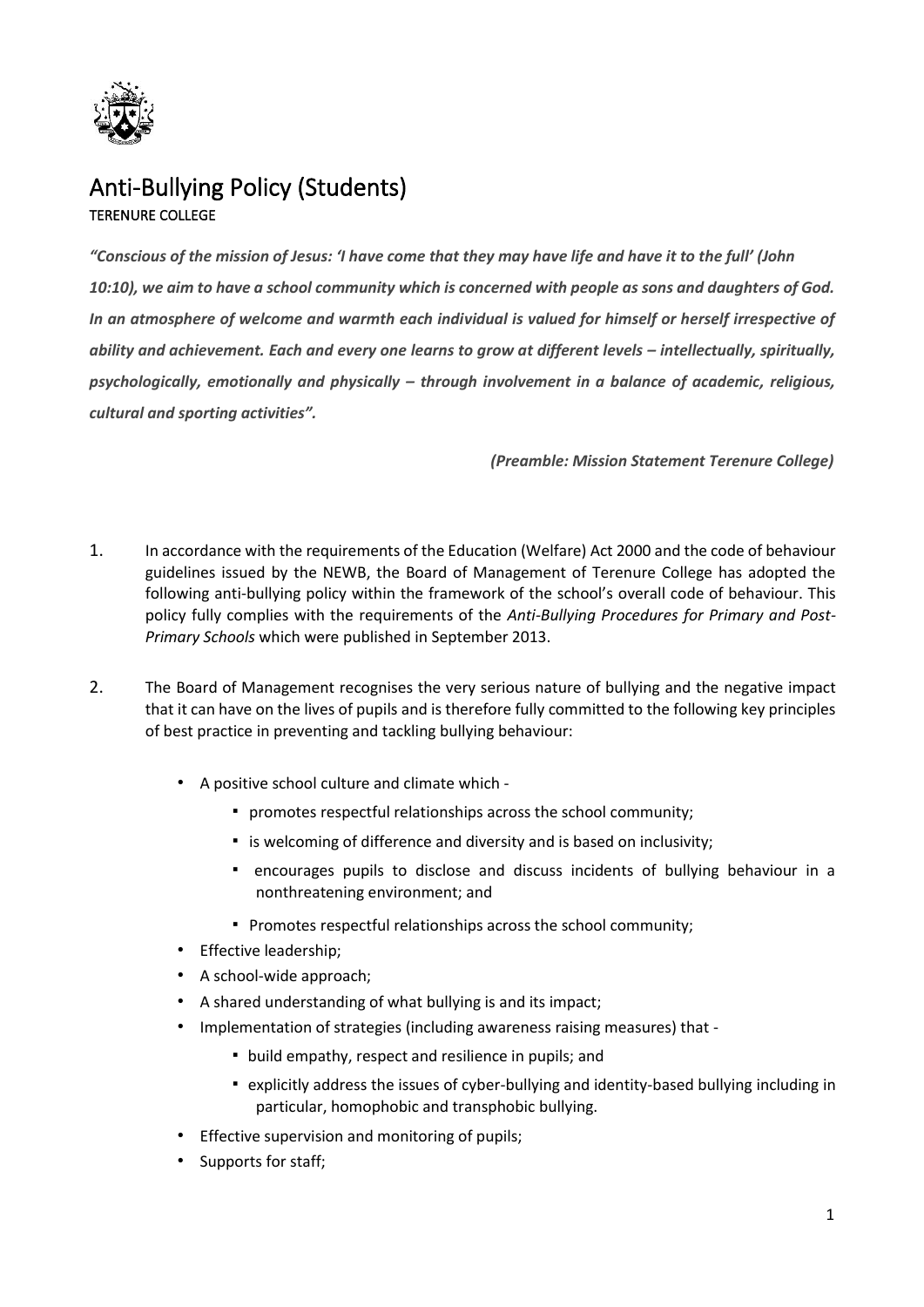# Anti-Bullying Policy (Students)

TERENURE COLLEGE

***"Conscious of the mission of Jesus: 'I have come that they may have life and have it to the full' (John 10:10), we aim to have a school community which is concerned with people as sons and daughters of God. In an atmosphere of welcome and warmth each individual is valued for himself or herself irrespective of ability and achievement. Each and every one learns to grow at different levels – intellectually, spiritually, psychologically, emotionally and physically – through involvement in a balance of academic, religious, cultural and sporting activities".***

***(Preamble: Mission Statement Terenure College)***

1. In accordance with the requirements of the Education (Welfare) Act 2000 and the code of behaviour guidelines issued by the NEWB, the Board of Management of Terenure College has adopted the following anti-bullying policy within the framework of the school's overall code of behaviour. This policy fully complies with the requirements of the *Anti-Bullying Procedures for Primary and Post-Primary Schools* which were published in September 2013.

2. The Board of Management recognises the very serious nature of bullying and the negative impact that it can have on the lives of pupils and is therefore fully committed to the following key principles of best practice in preventing and tackling bullying behaviour:

    - A positive school culture and climate which -
        - promotes respectful relationships across the school community;
        - is welcoming of difference and diversity and is based on inclusivity;
        - encourages pupils to disclose and discuss incidents of bullying behaviour in a nonthreatening environment; and
        - Promotes respectful relationships across the school community;
    - Effective leadership;
    - A school-wide approach;
    - A shared understanding of what bullying is and its impact;
    - Implementation of strategies (including awareness raising measures) that -
        - build empathy, respect and resilience in pupils; and
        - explicitly address the issues of cyber-bullying and identity-based bullying including in particular, homophobic and transphobic bullying.
    - Effective supervision and monitoring of pupils;
    - Supports for staff;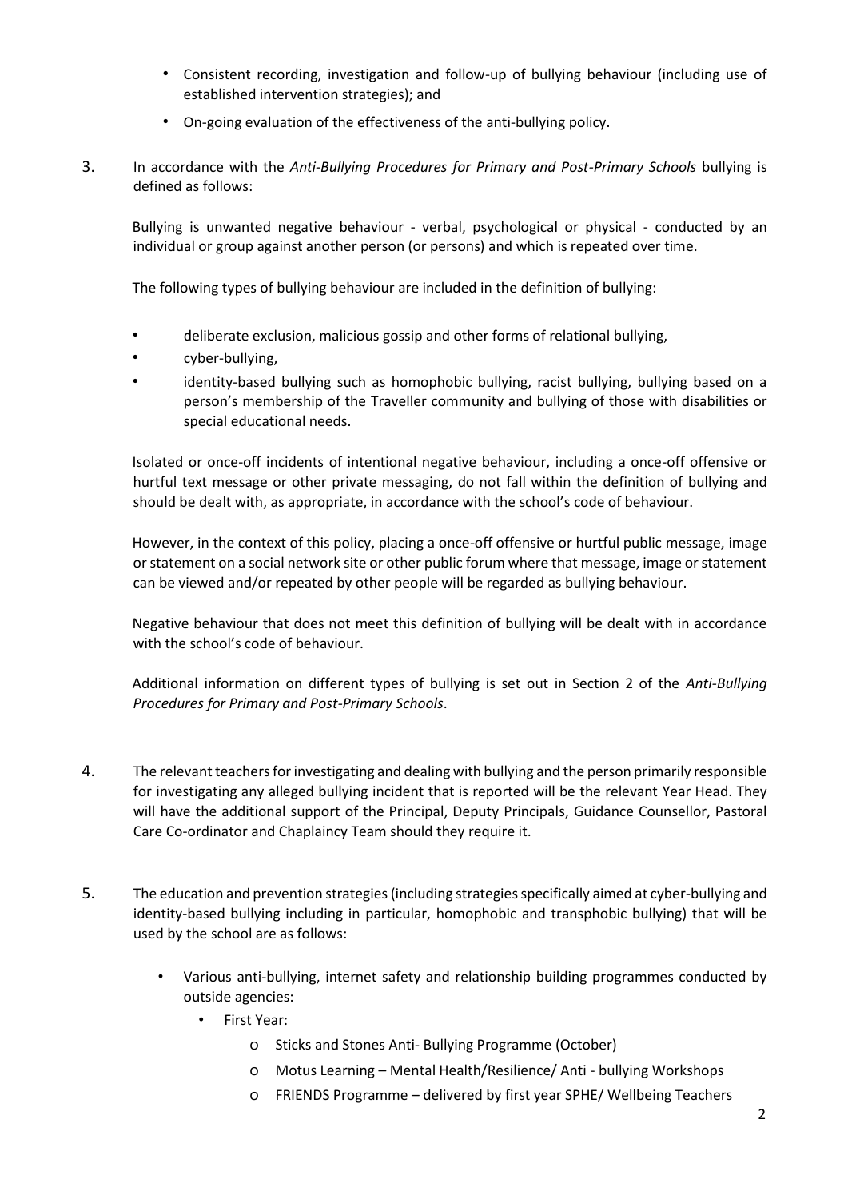- Consistent recording, investigation and follow-up of bullying behaviour (including use of established intervention strategies); and
- On-going evaluation of the effectiveness of the anti-bullying policy.

3. In accordance with the *Anti-Bullying Procedures for Primary and Post-Primary Schools* bullying is defined as follows:

   Bullying is unwanted negative behaviour - verbal, psychological or physical - conducted by an individual or group against another person (or persons) and which is repeated over time.

   The following types of bullying behaviour are included in the definition of bullying:

   - deliberate exclusion, malicious gossip and other forms of relational bullying,
   - cyber-bullying,
   - identity-based bullying such as homophobic bullying, racist bullying, bullying based on a person's membership of the Traveller community and bullying of those with disabilities or special educational needs.

   Isolated or once-off incidents of intentional negative behaviour, including a once-off offensive or hurtful text message or other private messaging, do not fall within the definition of bullying and should be dealt with, as appropriate, in accordance with the school's code of behaviour.

   However, in the context of this policy, placing a once-off offensive or hurtful public message, image or statement on a social network site or other public forum where that message, image or statement can be viewed and/or repeated by other people will be regarded as bullying behaviour.

   Negative behaviour that does not meet this definition of bullying will be dealt with in accordance with the school's code of behaviour.

   Additional information on different types of bullying is set out in Section 2 of the *Anti-Bullying Procedures for Primary and Post-Primary Schools*.

4. The relevant teachers for investigating and dealing with bullying and the person primarily responsible for investigating any alleged bullying incident that is reported will be the relevant Year Head. They will have the additional support of the Principal, Deputy Principals, Guidance Counsellor, Pastoral Care Co-ordinator and Chaplaincy Team should they require it.

5. The education and prevention strategies (including strategies specifically aimed at cyber-bullying and identity-based bullying including in particular, homophobic and transphobic bullying) that will be used by the school are as follows:

   - Various anti-bullying, internet safety and relationship building programmes conducted by outside agencies:
     - First Year:
       - Sticks and Stones Anti- Bullying Programme (October)
       - Motus Learning – Mental Health/Resilience/ Anti - bullying Workshops
       - FRIENDS Programme – delivered by first year SPHE/ Wellbeing Teachers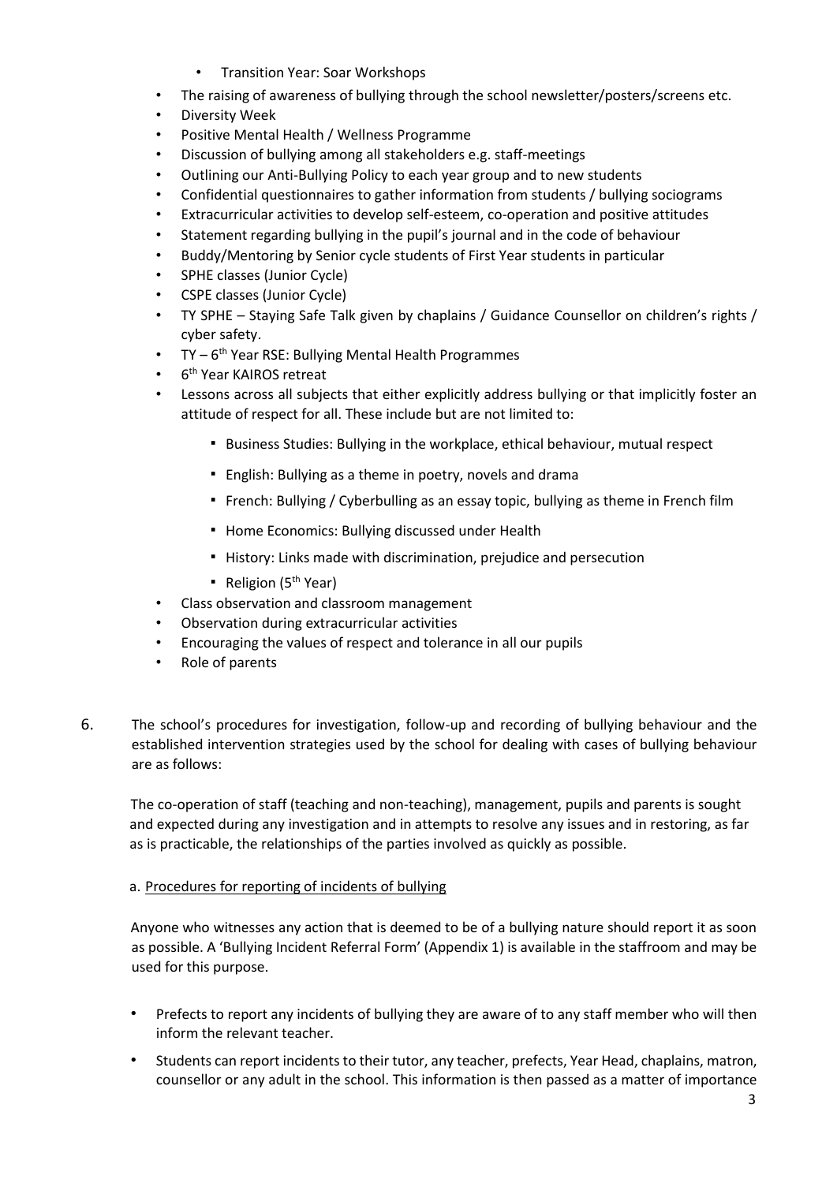- Transition Year: Soar Workshops
- The raising of awareness of bullying through the school newsletter/posters/screens etc.
- Diversity Week
- Positive Mental Health / Wellness Programme
- Discussion of bullying among all stakeholders e.g. staff-meetings
- Outlining our Anti-Bullying Policy to each year group and to new students
- Confidential questionnaires to gather information from students / bullying sociograms
- Extracurricular activities to develop self-esteem, co-operation and positive attitudes
- Statement regarding bullying in the pupil's journal and in the code of behaviour
- Buddy/Mentoring by Senior cycle students of First Year students in particular
- SPHE classes (Junior Cycle)
- CSPE classes (Junior Cycle)
- TY SPHE – Staying Safe Talk given by chaplains / Guidance Counsellor on children's rights / cyber safety.
- TY – 6th Year RSE: Bullying Mental Health Programmes
- 6th Year KAIROS retreat
- Lessons across all subjects that either explicitly address bullying or that implicitly foster an attitude of respect for all. These include but are not limited to:
    - Business Studies: Bullying in the workplace, ethical behaviour, mutual respect
    - English: Bullying as a theme in poetry, novels and drama
    - French: Bullying / Cyberbulling as an essay topic, bullying as theme in French film
    - Home Economics: Bullying discussed under Health
    - History: Links made with discrimination, prejudice and persecution
    - Religion (5th Year)
- Class observation and classroom management
- Observation during extracurricular activities
- Encouraging the values of respect and tolerance in all our pupils
- Role of parents

6. The school's procedures for investigation, follow-up and recording of bullying behaviour and the established intervention strategies used by the school for dealing with cases of bullying behaviour are as follows:

The co-operation of staff (teaching and non-teaching), management, pupils and parents is sought and expected during any investigation and in attempts to resolve any issues and in restoring, as far as is practicable, the relationships of the parties involved as quickly as possible.

a. Procedures for reporting of incidents of bullying

Anyone who witnesses any action that is deemed to be of a bullying nature should report it as soon as possible. A 'Bullying Incident Referral Form' (Appendix 1) is available in the staffroom and may be used for this purpose.

- Prefects to report any incidents of bullying they are aware of to any staff member who will then inform the relevant teacher.
- Students can report incidents to their tutor, any teacher, prefects, Year Head, chaplains, matron, counsellor or any adult in the school. This information is then passed as a matter of importance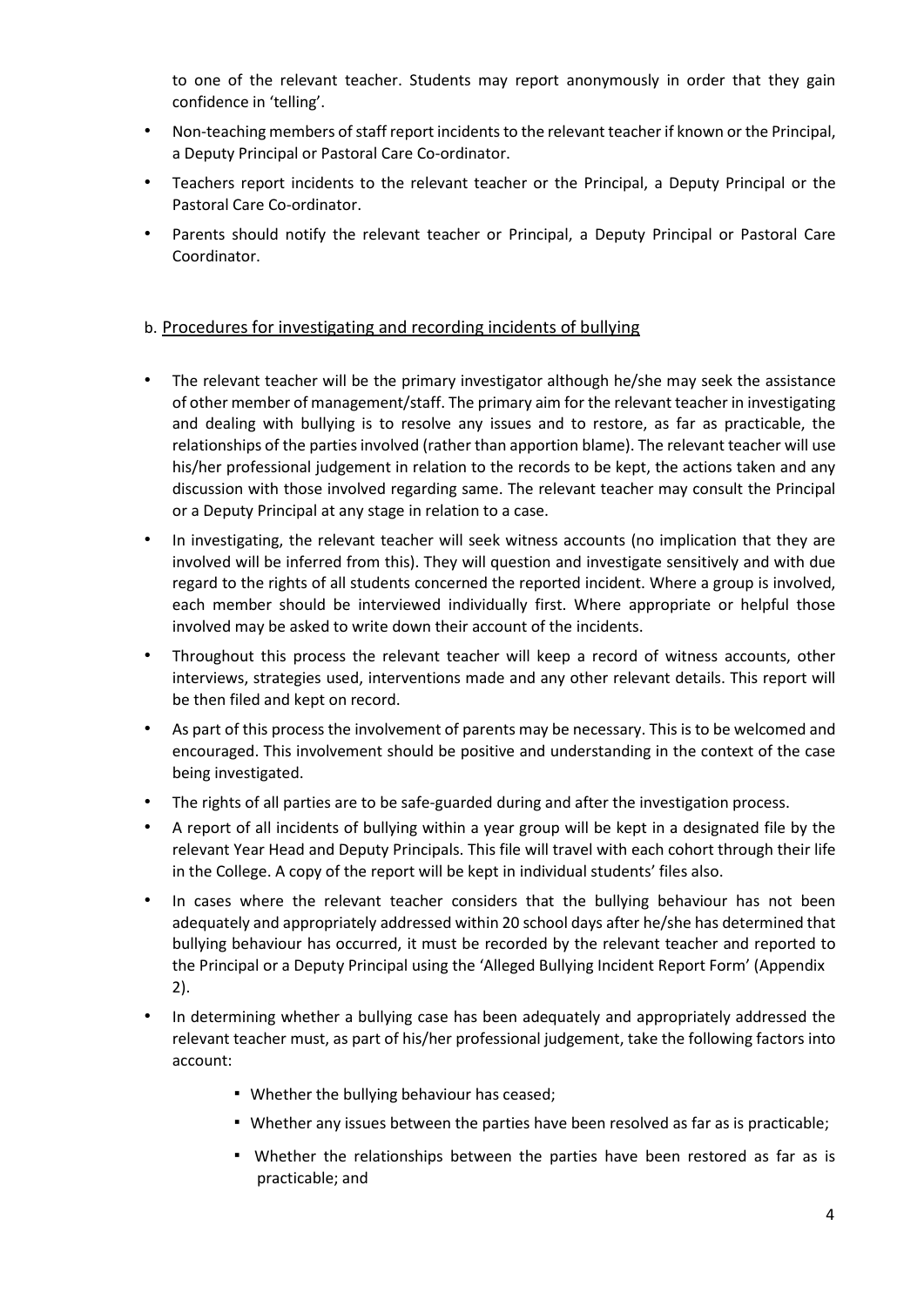to one of the relevant teacher. Students may report anonymously in order that they gain confidence in 'telling'.

- Non-teaching members of staff report incidents to the relevant teacher if known or the Principal, a Deputy Principal or Pastoral Care Co-ordinator.
- Teachers report incidents to the relevant teacher or the Principal, a Deputy Principal or the Pastoral Care Co-ordinator.
- Parents should notify the relevant teacher or Principal, a Deputy Principal or Pastoral Care Coordinator.

b. <u>Procedures for investigating and recording incidents of bullying</u>

- The relevant teacher will be the primary investigator although he/she may seek the assistance of other member of management/staff. The primary aim for the relevant teacher in investigating and dealing with bullying is to resolve any issues and to restore, as far as practicable, the relationships of the parties involved (rather than apportion blame). The relevant teacher will use his/her professional judgement in relation to the records to be kept, the actions taken and any discussion with those involved regarding same. The relevant teacher may consult the Principal or a Deputy Principal at any stage in relation to a case.
- In investigating, the relevant teacher will seek witness accounts (no implication that they are involved will be inferred from this). They will question and investigate sensitively and with due regard to the rights of all students concerned the reported incident. Where a group is involved, each member should be interviewed individually first. Where appropriate or helpful those involved may be asked to write down their account of the incidents.
- Throughout this process the relevant teacher will keep a record of witness accounts, other interviews, strategies used, interventions made and any other relevant details. This report will be then filed and kept on record.
- As part of this process the involvement of parents may be necessary. This is to be welcomed and encouraged. This involvement should be positive and understanding in the context of the case being investigated.
- The rights of all parties are to be safe-guarded during and after the investigation process.
- A report of all incidents of bullying within a year group will be kept in a designated file by the relevant Year Head and Deputy Principals. This file will travel with each cohort through their life in the College. A copy of the report will be kept in individual students' files also.
- In cases where the relevant teacher considers that the bullying behaviour has not been adequately and appropriately addressed within 20 school days after he/she has determined that bullying behaviour has occurred, it must be recorded by the relevant teacher and reported to the Principal or a Deputy Principal using the 'Alleged Bullying Incident Report Form' (Appendix 2).
- In determining whether a bullying case has been adequately and appropriately addressed the relevant teacher must, as part of his/her professional judgement, take the following factors into account:
  - Whether the bullying behaviour has ceased;
  - Whether any issues between the parties have been resolved as far as is practicable;
  - Whether the relationships between the parties have been restored as far as is practicable; and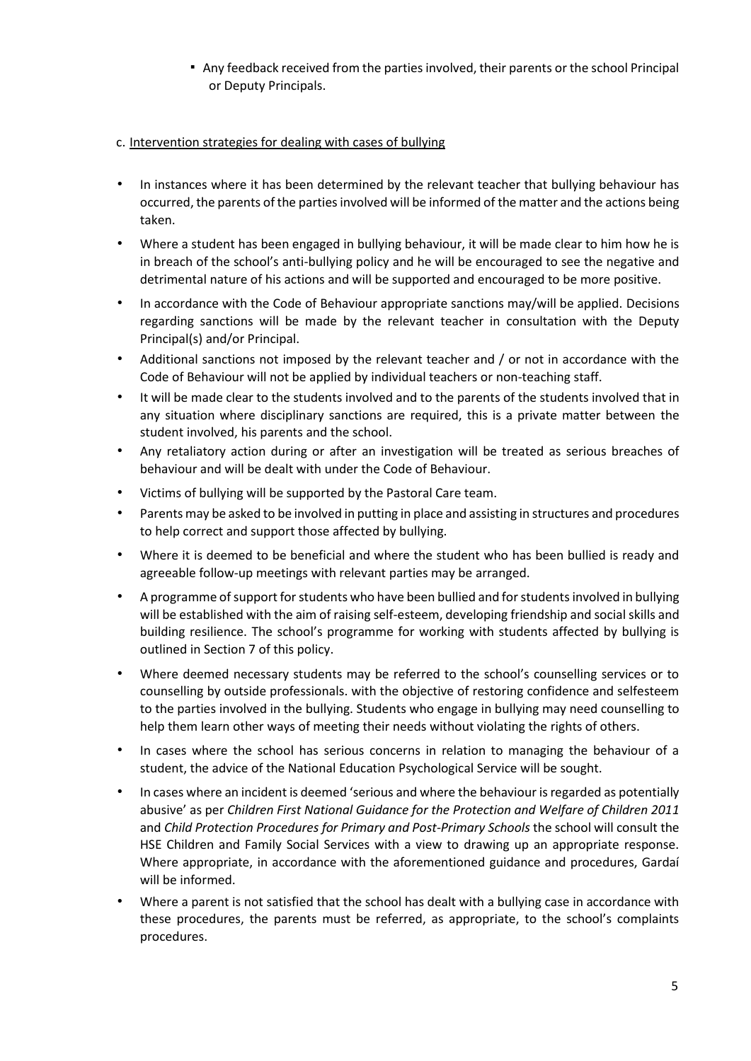- Any feedback received from the parties involved, their parents or the school Principal or Deputy Principals.

c. Intervention strategies for dealing with cases of bullying

- In instances where it has been determined by the relevant teacher that bullying behaviour has occurred, the parents of the parties involved will be informed of the matter and the actions being taken.
- Where a student has been engaged in bullying behaviour, it will be made clear to him how he is in breach of the school's anti-bullying policy and he will be encouraged to see the negative and detrimental nature of his actions and will be supported and encouraged to be more positive.
- In accordance with the Code of Behaviour appropriate sanctions may/will be applied. Decisions regarding sanctions will be made by the relevant teacher in consultation with the Deputy Principal(s) and/or Principal.
- Additional sanctions not imposed by the relevant teacher and / or not in accordance with the Code of Behaviour will not be applied by individual teachers or non-teaching staff.
- It will be made clear to the students involved and to the parents of the students involved that in any situation where disciplinary sanctions are required, this is a private matter between the student involved, his parents and the school.
- Any retaliatory action during or after an investigation will be treated as serious breaches of behaviour and will be dealt with under the Code of Behaviour.
- Victims of bullying will be supported by the Pastoral Care team.
- Parents may be asked to be involved in putting in place and assisting in structures and procedures to help correct and support those affected by bullying.
- Where it is deemed to be beneficial and where the student who has been bullied is ready and agreeable follow-up meetings with relevant parties may be arranged.
- A programme of support for students who have been bullied and for students involved in bullying will be established with the aim of raising self-esteem, developing friendship and social skills and building resilience. The school's programme for working with students affected by bullying is outlined in Section 7 of this policy.
- Where deemed necessary students may be referred to the school's counselling services or to counselling by outside professionals. with the objective of restoring confidence and selfesteem to the parties involved in the bullying. Students who engage in bullying may need counselling to help them learn other ways of meeting their needs without violating the rights of others.
- In cases where the school has serious concerns in relation to managing the behaviour of a student, the advice of the National Education Psychological Service will be sought.
- In cases where an incident is deemed 'serious and where the behaviour is regarded as potentially abusive' as per *Children First National Guidance for the Protection and Welfare of Children 2011* and *Child Protection Procedures for Primary and Post-Primary Schools* the school will consult the HSE Children and Family Social Services with a view to drawing up an appropriate response. Where appropriate, in accordance with the aforementioned guidance and procedures, Gardaí will be informed.
- Where a parent is not satisfied that the school has dealt with a bullying case in accordance with these procedures, the parents must be referred, as appropriate, to the school's complaints procedures.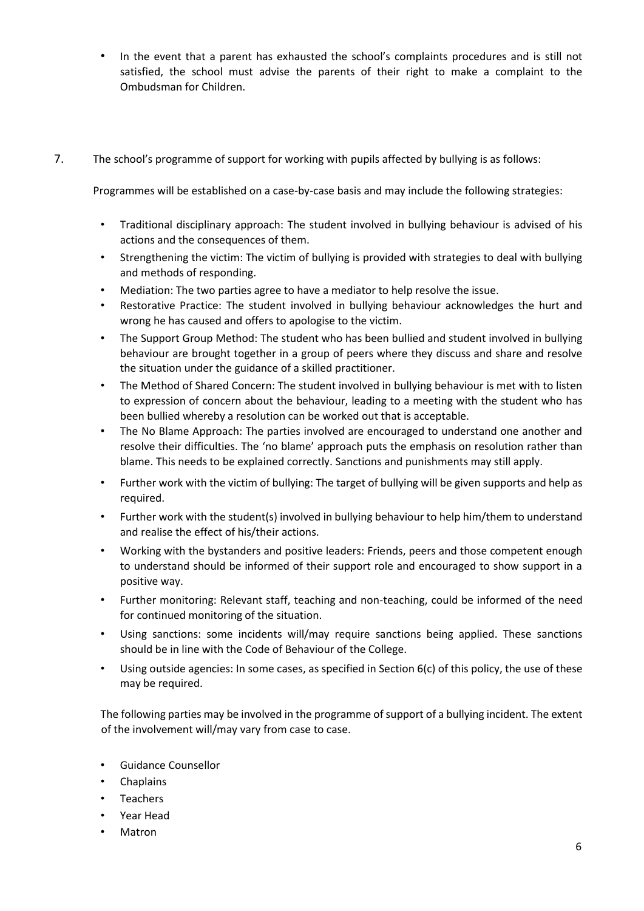- In the event that a parent has exhausted the school's complaints procedures and is still not satisfied, the school must advise the parents of their right to make a complaint to the Ombudsman for Children.

7. The school's programme of support for working with pupils affected by bullying is as follows:

   Programmes will be established on a case-by-case basis and may include the following strategies:

   - Traditional disciplinary approach: The student involved in bullying behaviour is advised of his actions and the consequences of them.
   - Strengthening the victim: The victim of bullying is provided with strategies to deal with bullying and methods of responding.
   - Mediation: The two parties agree to have a mediator to help resolve the issue.
   - Restorative Practice: The student involved in bullying behaviour acknowledges the hurt and wrong he has caused and offers to apologise to the victim.
   - The Support Group Method: The student who has been bullied and student involved in bullying behaviour are brought together in a group of peers where they discuss and share and resolve the situation under the guidance of a skilled practitioner.
   - The Method of Shared Concern: The student involved in bullying behaviour is met with to listen to expression of concern about the behaviour, leading to a meeting with the student who has been bullied whereby a resolution can be worked out that is acceptable.
   - The No Blame Approach: The parties involved are encouraged to understand one another and resolve their difficulties. The 'no blame' approach puts the emphasis on resolution rather than blame. This needs to be explained correctly. Sanctions and punishments may still apply.
   - Further work with the victim of bullying: The target of bullying will be given supports and help as required.
   - Further work with the student(s) involved in bullying behaviour to help him/them to understand and realise the effect of his/their actions.
   - Working with the bystanders and positive leaders: Friends, peers and those competent enough to understand should be informed of their support role and encouraged to show support in a positive way.
   - Further monitoring: Relevant staff, teaching and non-teaching, could be informed of the need for continued monitoring of the situation.
   - Using sanctions: some incidents will/may require sanctions being applied. These sanctions should be in line with the Code of Behaviour of the College.
   - Using outside agencies: In some cases, as specified in Section 6(c) of this policy, the use of these may be required.

   The following parties may be involved in the programme of support of a bullying incident. The extent of the involvement will/may vary from case to case.

   - Guidance Counsellor
   - Chaplains
   - Teachers
   - Year Head
   - Matron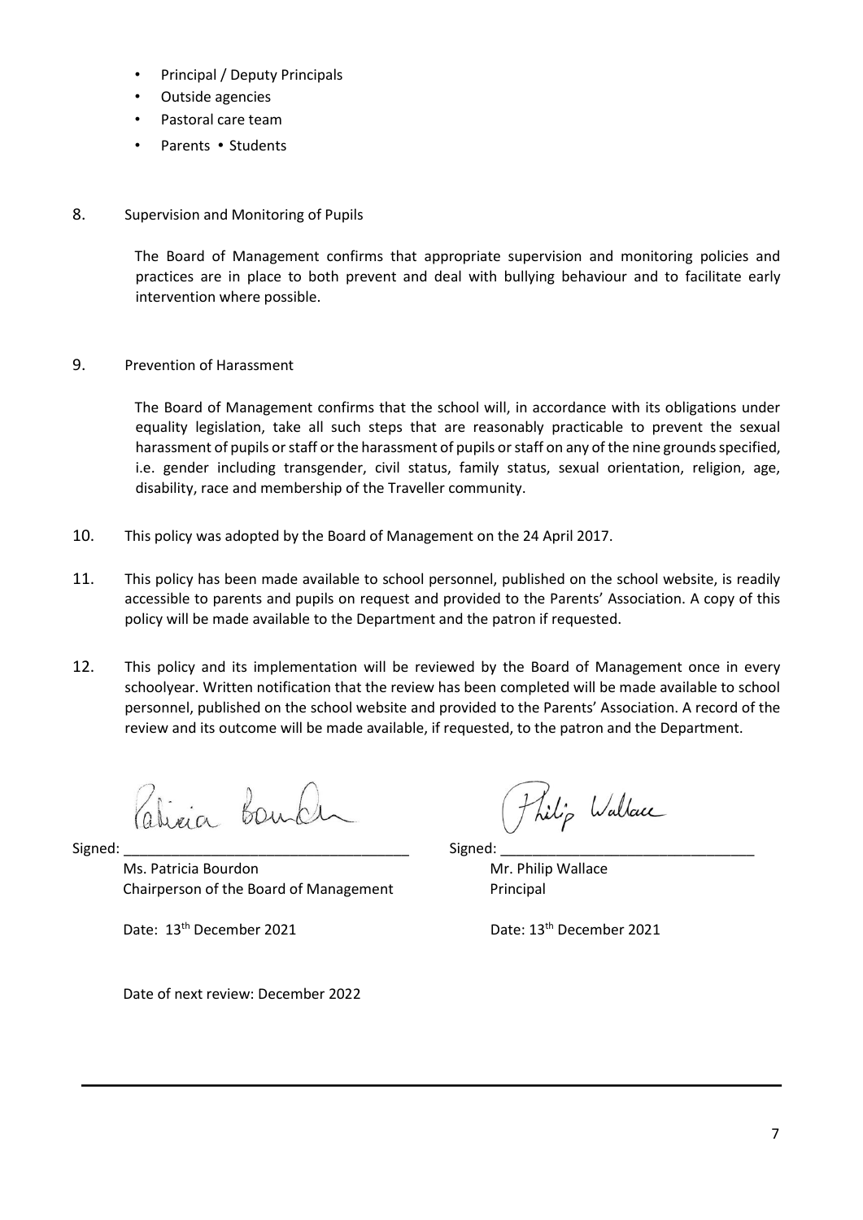- Principal / Deputy Principals
- Outside agencies
- Pastoral care team
- Parents • Students

8. Supervision and Monitoring of Pupils

The Board of Management confirms that appropriate supervision and monitoring policies and practices are in place to both prevent and deal with bullying behaviour and to facilitate early intervention where possible.

9. Prevention of Harassment

The Board of Management confirms that the school will, in accordance with its obligations under equality legislation, take all such steps that are reasonably practicable to prevent the sexual harassment of pupils or staff or the harassment of pupils or staff on any of the nine grounds specified, i.e. gender including transgender, civil status, family status, sexual orientation, religion, age, disability, race and membership of the Traveller community.

10. This policy was adopted by the Board of Management on the 24 April 2017.

11. This policy has been made available to school personnel, published on the school website, is readily accessible to parents and pupils on request and provided to the Parents' Association. A copy of this policy will be made available to the Department and the patron if requested.

12. This policy and its implementation will be reviewed by the Board of Management once in every schoolyear. Written notification that the review has been completed will be made available to school personnel, published on the school website and provided to the Parents' Association. A record of the review and its outcome will be made available, if requested, to the patron and the Department.

Signed: ___________________________________

Ms. Patricia Bourdon
Chairperson of the Board of Management

Date: 13th December 2021

Signed: ___________________________________

Mr. Philip Wallace
Principal

Date: 13th December 2021

Date of next review: December 2022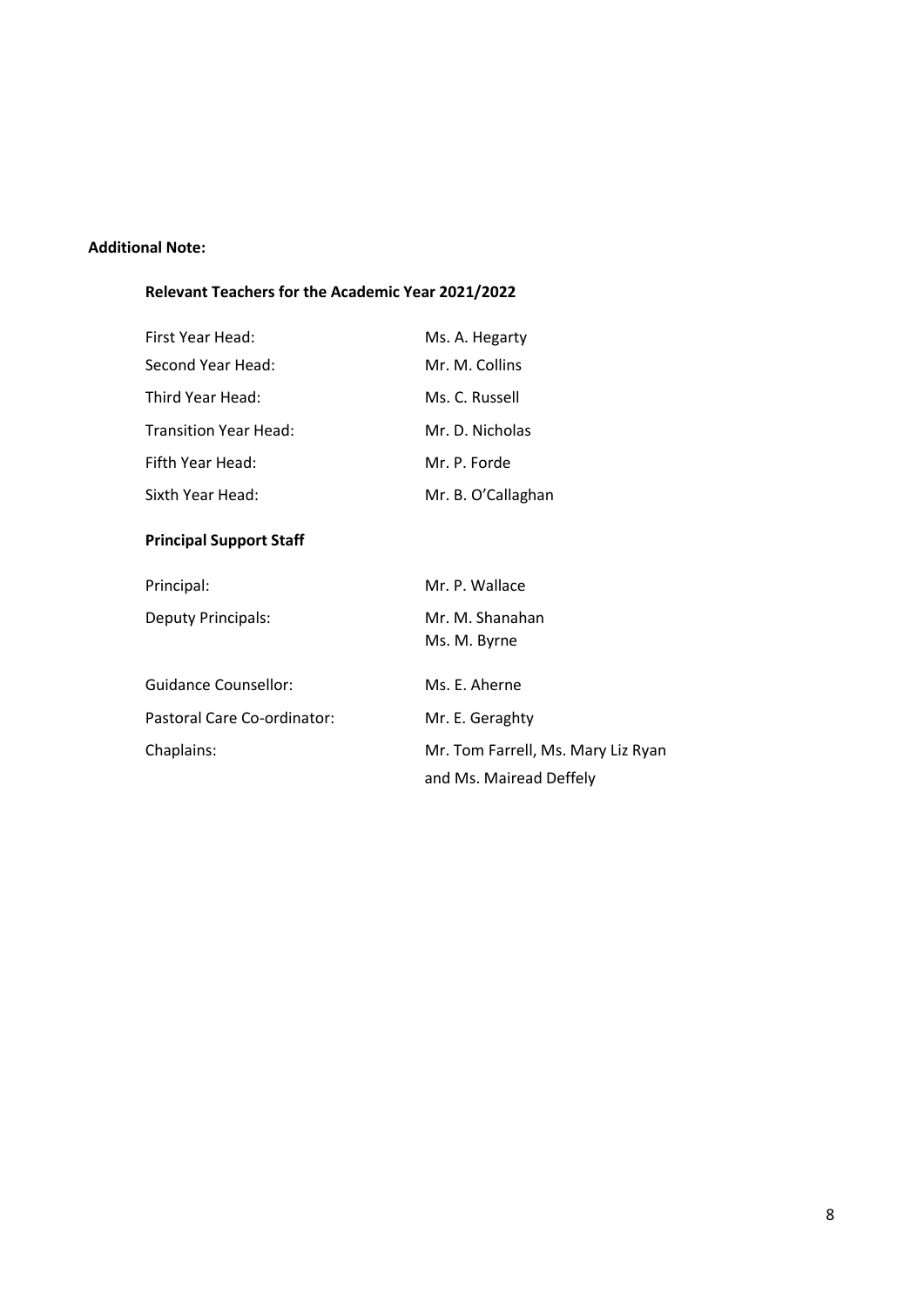**Additional Note:**

**Relevant Teachers for the Academic Year 2021/2022**

| | |
|---|---|
| First Year Head: | Ms. A. Hegarty |
| Second Year Head: | Mr. M. Collins |
| Third Year Head: | Ms. C. Russell |
| Transition Year Head: | Mr. D. Nicholas |
| Fifth Year Head: | Mr. P. Forde |
| Sixth Year Head: | Mr. B. O'Callaghan |

**Principal Support Staff**

| | |
|---|---|
| Principal: | Mr. P. Wallace |
| Deputy Principals: | Mr. M. Shanahan<br>Ms. M. Byrne |
| Guidance Counsellor: | Ms. E. Aherne |
| Pastoral Care Co-ordinator: | Mr. E. Geraghty |
| Chaplains: | Mr. Tom Farrell, Ms. Mary Liz Ryan and Ms. Mairead Deffely |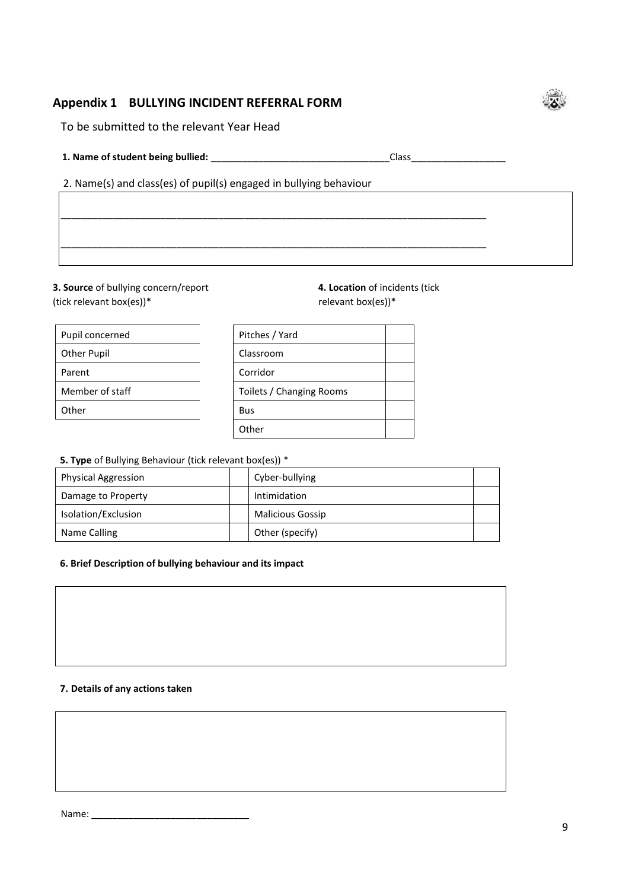## Appendix 1 BULLYING INCIDENT REFERRAL FORM

To be submitted to the relevant Year Head

**1. Name of student being bullied:** ________________________________Class_________________

2. Name(s) and class(es) of pupil(s) engaged in bullying behaviour

____________________________________________________________________________

____________________________________________________________________________

**3. Source** of bullying concern/report (tick relevant box(es))*

| Pupil concerned |
|---|
| Other Pupil |
| Parent |
| Member of staff |
| Other |

**4. Location** of incidents (tick relevant box(es))*

| Pitches / Yard | |
|---|---|
| Classroom | |
| Corridor | |
| Toilets / Changing Rooms | |
| Bus | |
| Other | |

**5. Type** of Bullying Behaviour (tick relevant box(es)) *

| Physical Aggression | | Cyber-bullying | |
|---|---|---|---|
| Damage to Property | | Intimidation | |
| Isolation/Exclusion | | Malicious Gossip | |
| Name Calling | | Other (specify) | |

**6. Brief Description of bullying behaviour and its impact**

**7. Details of any actions taken**

Name: ______________________________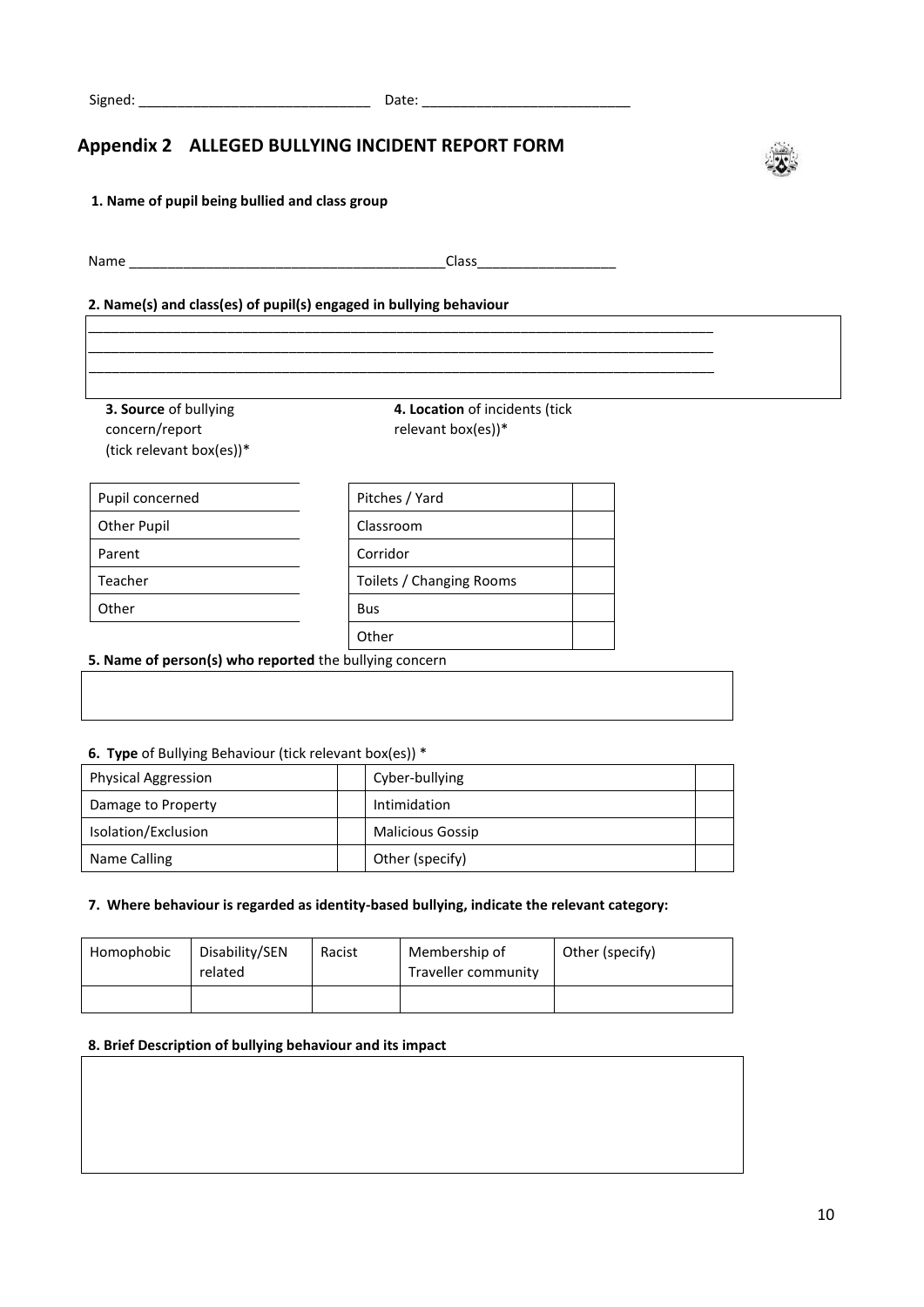Signed: ______________________________ Date: ___________________________

## Appendix 2 ALLEGED BULLYING INCIDENT REPORT FORM

**1. Name of pupil being bullied and class group**

Name _________________________________________Class__________________

**2. Name(s) and class(es) of pupil(s) engaged in bullying behaviour**

_____________________________________________________________________________________
_____________________________________________________________________________________
_____________________________________________________________________________________

**3. Source** of bullying concern/report (tick relevant box(es))*

| Pupil concerned | |
|---|---|
| Other Pupil | |
| Parent | |
| Teacher | |
| Other | |

**4. Location** of incidents (tick relevant box(es))*

| Pitches / Yard | |
|---|---|
| Classroom | |
| Corridor | |
| Toilets / Changing Rooms | |
| Bus | |
| Other | |

**5. Name of person(s) who reported** the bullying concern

| |
|---|
| |

**6. Type** of Bullying Behaviour (tick relevant box(es)) *

| Physical Aggression | | Cyber-bullying | |
|---|---|---|---|
| Damage to Property | | Intimidation | |
| Isolation/Exclusion | | Malicious Gossip | |
| Name Calling | | Other (specify) | |

**7. Where behaviour is regarded as identity-based bullying, indicate the relevant category:**

| Homophobic | Disability/SEN related | Racist | Membership of Traveller community | Other (specify) |
|---|---|---|---|---|
| | | | | |

**8. Brief Description of bullying behaviour and its impact**

| |
|---|
| |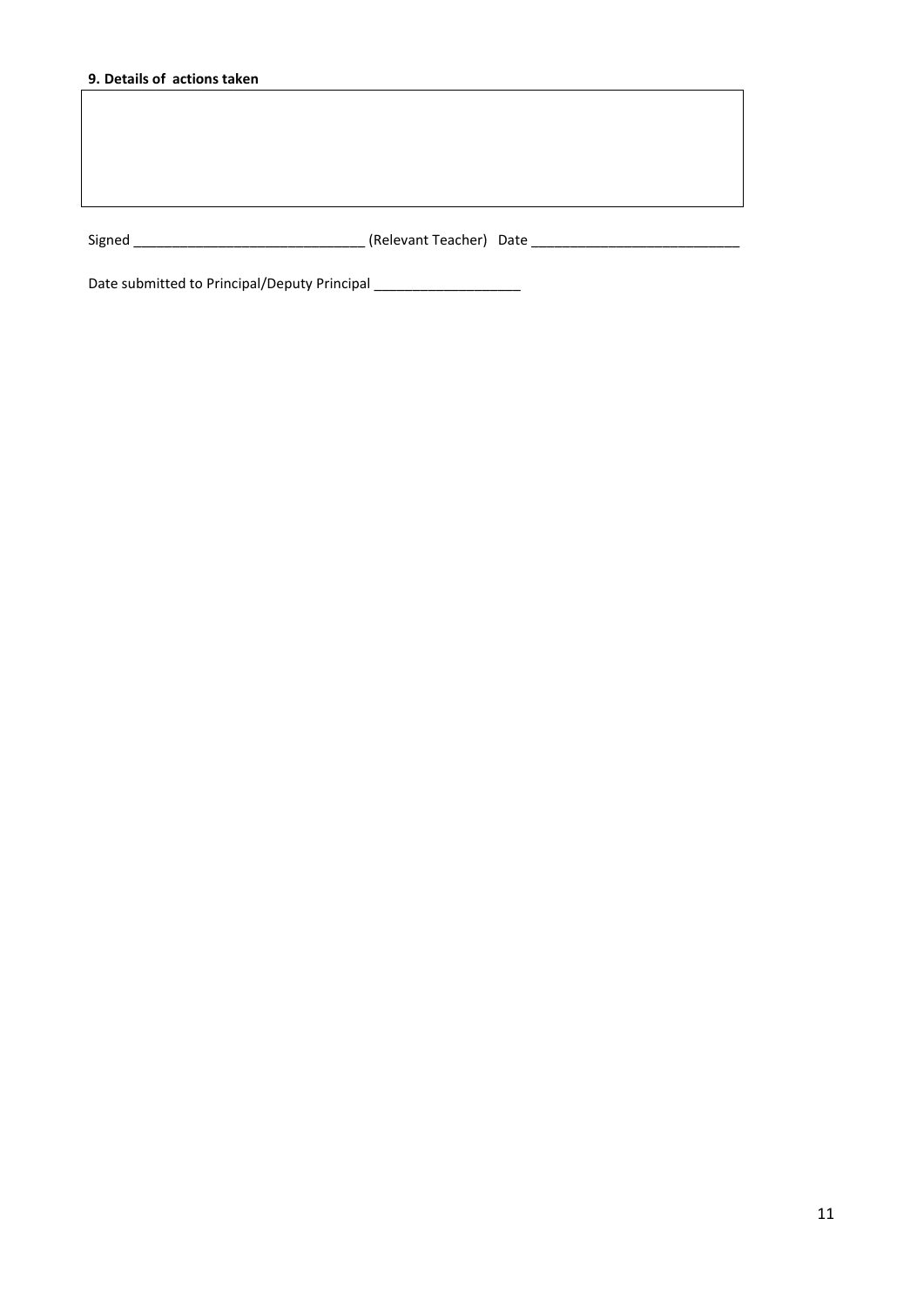**9. Details of actions taken**

| |
|---|
| |

Signed ______________________________ (Relevant Teacher) Date ___________________________

Date submitted to Principal/Deputy Principal ___________________